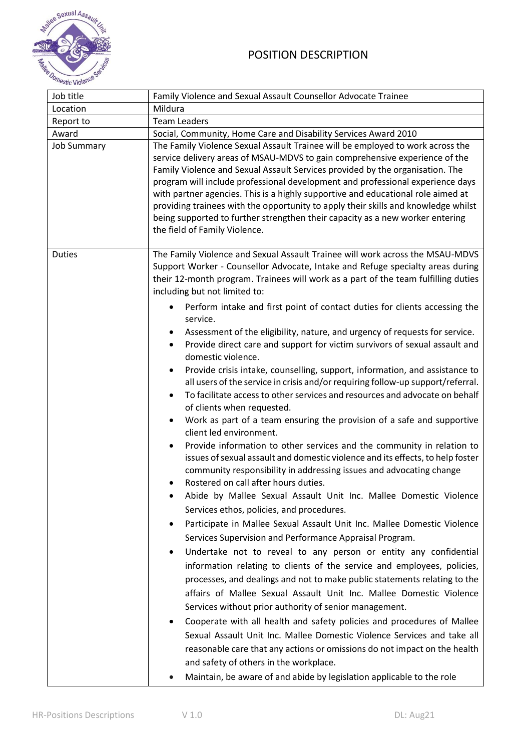# POSITION DESCRIPTION

| | |
|---|---|
| Job title | Family Violence and Sexual Assault Counsellor Advocate Trainee |
| Location | Mildura |
| Report to | Team Leaders |
| Award | Social, Community, Home Care and Disability Services Award 2010 |
| Job Summary | The Family Violence Sexual Assault Trainee will be employed to work across the service delivery areas of MSAU-MDVS to gain comprehensive experience of the Family Violence and Sexual Assault Services provided by the organisation. The program will include professional development and professional experience days with partner agencies. This is a highly supportive and educational role aimed at providing trainees with the opportunity to apply their skills and knowledge whilst being supported to further strengthen their capacity as a new worker entering the field of Family Violence. |
| Duties | The Family Violence and Sexual Assault Trainee will work across the MSAU-MDVS Support Worker - Counsellor Advocate, Intake and Refuge specialty areas during their 12-month program. Trainees will work as a part of the team fulfilling duties including but not limited to:<br>• Perform intake and first point of contact duties for clients accessing the service.<br>• Assessment of the eligibility, nature, and urgency of requests for service.<br>• Provide direct care and support for victim survivors of sexual assault and domestic violence.<br>• Provide crisis intake, counselling, support, information, and assistance to all users of the service in crisis and/or requiring follow-up support/referral.<br>• To facilitate access to other services and resources and advocate on behalf of clients when requested.<br>• Work as part of a team ensuring the provision of a safe and supportive client led environment.<br>• Provide information to other services and the community in relation to issues of sexual assault and domestic violence and its effects, to help foster community responsibility in addressing issues and advocating change<br>• Rostered on call after hours duties.<br>• Abide by Mallee Sexual Assault Unit Inc. Mallee Domestic Violence Services ethos, policies, and procedures.<br>• Participate in Mallee Sexual Assault Unit Inc. Mallee Domestic Violence Services Supervision and Performance Appraisal Program.<br>• Undertake not to reveal to any person or entity any confidential information relating to clients of the service and employees, policies, processes, and dealings and not to make public statements relating to the affairs of Mallee Sexual Assault Unit Inc. Mallee Domestic Violence Services without prior authority of senior management.<br>• Cooperate with all health and safety policies and procedures of Mallee Sexual Assault Unit Inc. Mallee Domestic Violence Services and take all reasonable care that any actions or omissions do not impact on the health and safety of others in the workplace.<br>• Maintain, be aware of and abide by legislation applicable to the role |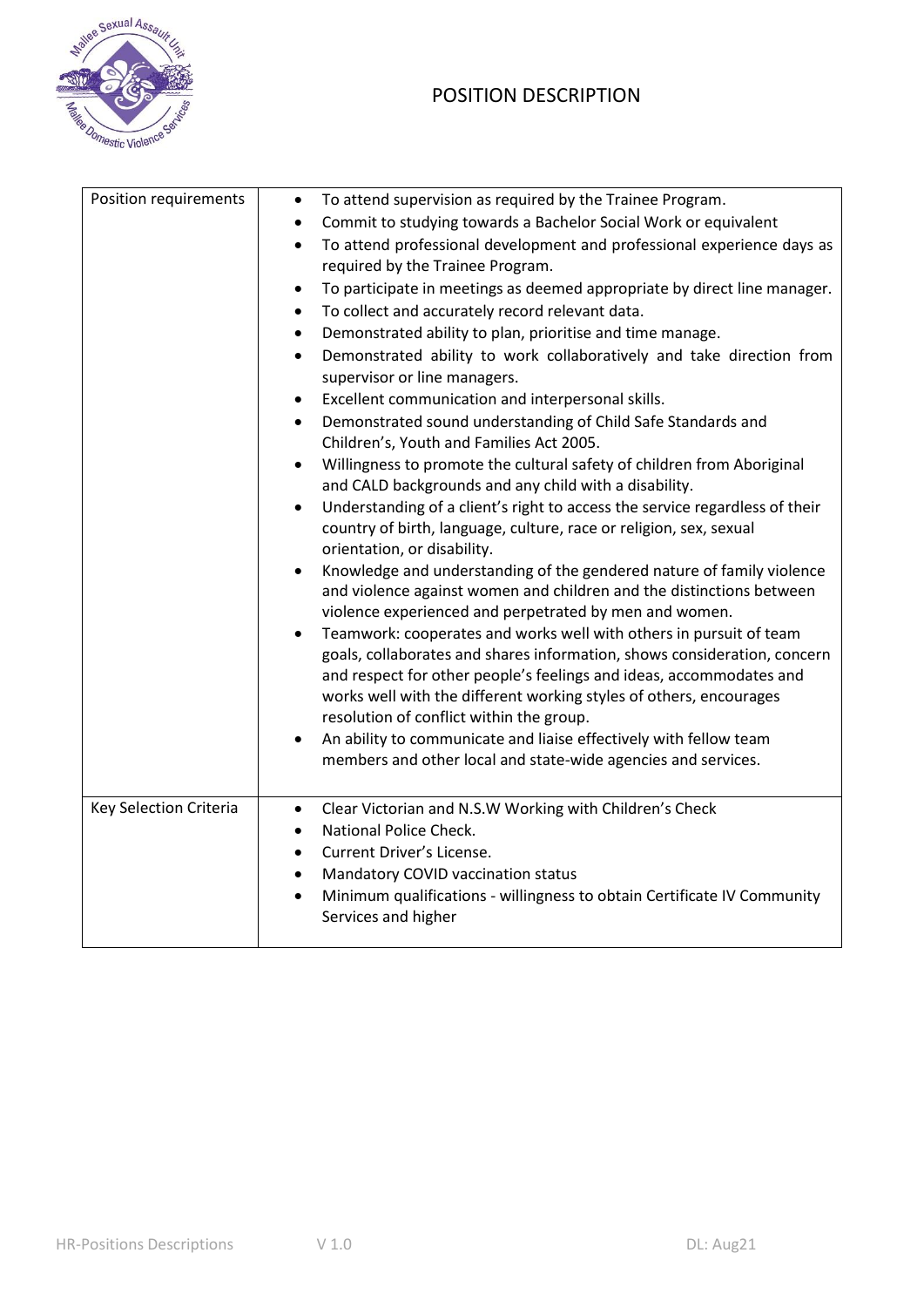# POSITION DESCRIPTION

| | |
|---|---|
| Position requirements | • To attend supervision as required by the Trainee Program.<br>• Commit to studying towards a Bachelor Social Work or equivalent<br>• To attend professional development and professional experience days as required by the Trainee Program.<br>• To participate in meetings as deemed appropriate by direct line manager.<br>• To collect and accurately record relevant data.<br>• Demonstrated ability to plan, prioritise and time manage.<br>• Demonstrated ability to work collaboratively and take direction from supervisor or line managers.<br>• Excellent communication and interpersonal skills.<br>• Demonstrated sound understanding of Child Safe Standards and Children's, Youth and Families Act 2005.<br>• Willingness to promote the cultural safety of children from Aboriginal and CALD backgrounds and any child with a disability.<br>• Understanding of a client's right to access the service regardless of their country of birth, language, culture, race or religion, sex, sexual orientation, or disability.<br>• Knowledge and understanding of the gendered nature of family violence and violence against women and children and the distinctions between violence experienced and perpetrated by men and women.<br>• Teamwork: cooperates and works well with others in pursuit of team goals, collaborates and shares information, shows consideration, concern and respect for other people's feelings and ideas, accommodates and works well with the different working styles of others, encourages resolution of conflict within the group.<br>• An ability to communicate and liaise effectively with fellow team members and other local and state-wide agencies and services. |
| Key Selection Criteria | • Clear Victorian and N.S.W Working with Children's Check<br>• National Police Check.<br>• Current Driver's License.<br>• Mandatory COVID vaccination status<br>• Minimum qualifications - willingness to obtain Certificate IV Community Services and higher |